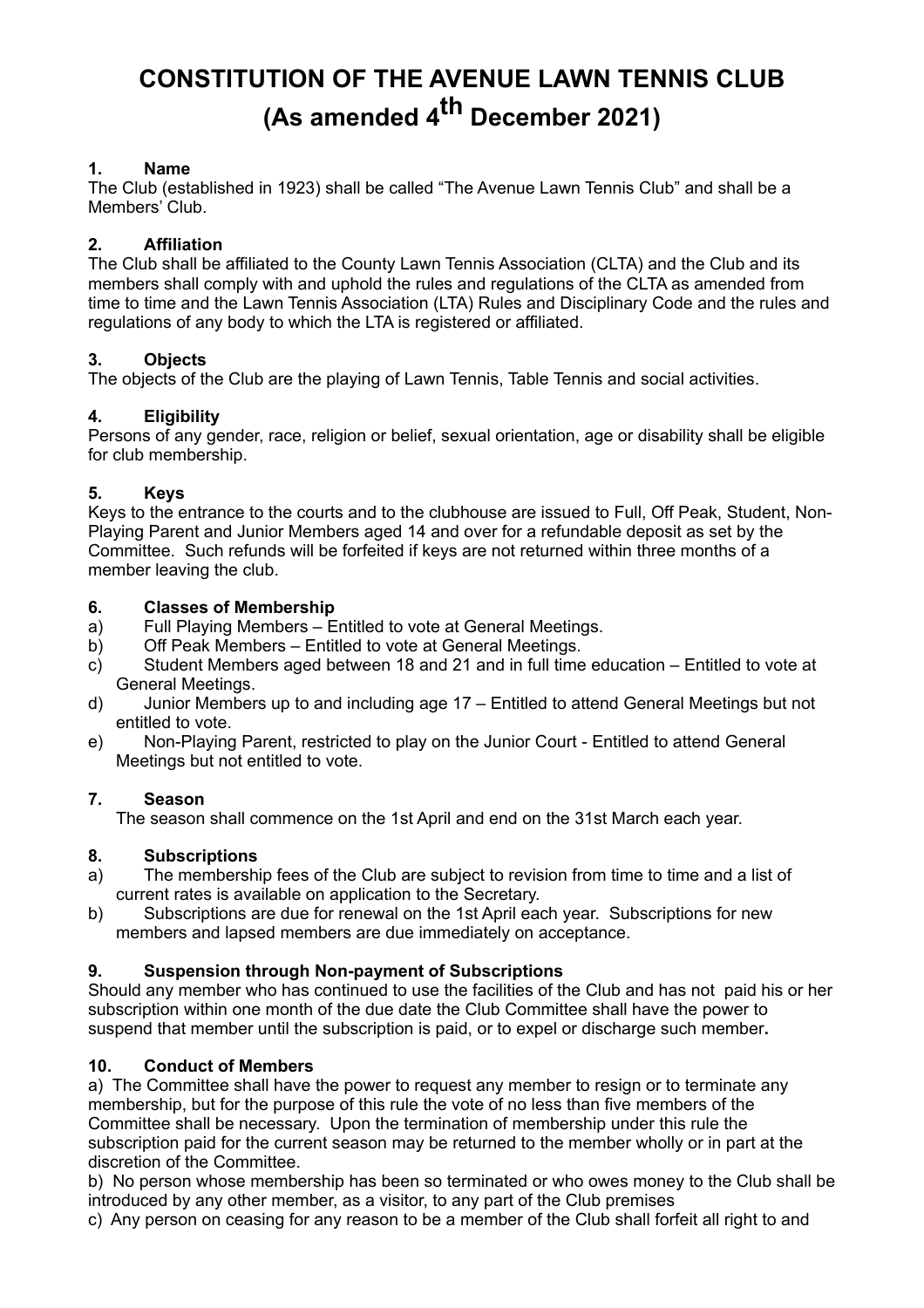# CONSTITUTION OF THE AVENUE LAWN TENNIS CLUB (As amended 4th December 2021)

### 1. Name

The Club (established in 1923) shall be called "The Avenue Lawn Tennis Club" and shall be a Members' Club.

### 2. Affiliation

The Club shall be affiliated to the County Lawn Tennis Association (CLTA) and the Club and its members shall comply with and uphold the rules and regulations of the CLTA as amended from time to time and the Lawn Tennis Association (LTA) Rules and Disciplinary Code and the rules and regulations of any body to which the LTA is registered or affiliated.

### 3. Objects

The objects of the Club are the playing of Lawn Tennis, Table Tennis and social activities.

### 4. Eligibility

Persons of any gender, race, religion or belief, sexual orientation, age or disability shall be eligible for club membership.

### 5. Keys

Keys to the entrance to the courts and to the clubhouse are issued to Full, Off Peak, Student, Non-Playing Parent and Junior Members aged 14 and over for a refundable deposit as set by the Committee. Such refunds will be forfeited if keys are not returned within three months of a member leaving the club.

### 6. Classes of Membership

a) Full Playing Members – Entitled to vote at General Meetings.
b) Off Peak Members – Entitled to vote at General Meetings.
c) Student Members aged between 18 and 21 and in full time education – Entitled to vote at General Meetings.
d) Junior Members up to and including age 17 – Entitled to attend General Meetings but not entitled to vote.
e) Non-Playing Parent, restricted to play on the Junior Court - Entitled to attend General Meetings but not entitled to vote.

### 7. Season

The season shall commence on the 1st April and end on the 31st March each year.

### 8. Subscriptions

a) The membership fees of the Club are subject to revision from time to time and a list of current rates is available on application to the Secretary.
b) Subscriptions are due for renewal on the 1st April each year. Subscriptions for new members and lapsed members are due immediately on acceptance.

### 9. Suspension through Non-payment of Subscriptions

Should any member who has continued to use the facilities of the Club and has not paid his or her subscription within one month of the due date the Club Committee shall have the power to suspend that member until the subscription is paid, or to expel or discharge such member**.**

### 10. Conduct of Members

a) The Committee shall have the power to request any member to resign or to terminate any membership, but for the purpose of this rule the vote of no less than five members of the Committee shall be necessary. Upon the termination of membership under this rule the subscription paid for the current season may be returned to the member wholly or in part at the discretion of the Committee.
b) No person whose membership has been so terminated or who owes money to the Club shall be introduced by any other member, as a visitor, to any part of the Club premises
c) Any person on ceasing for any reason to be a member of the Club shall forfeit all right to and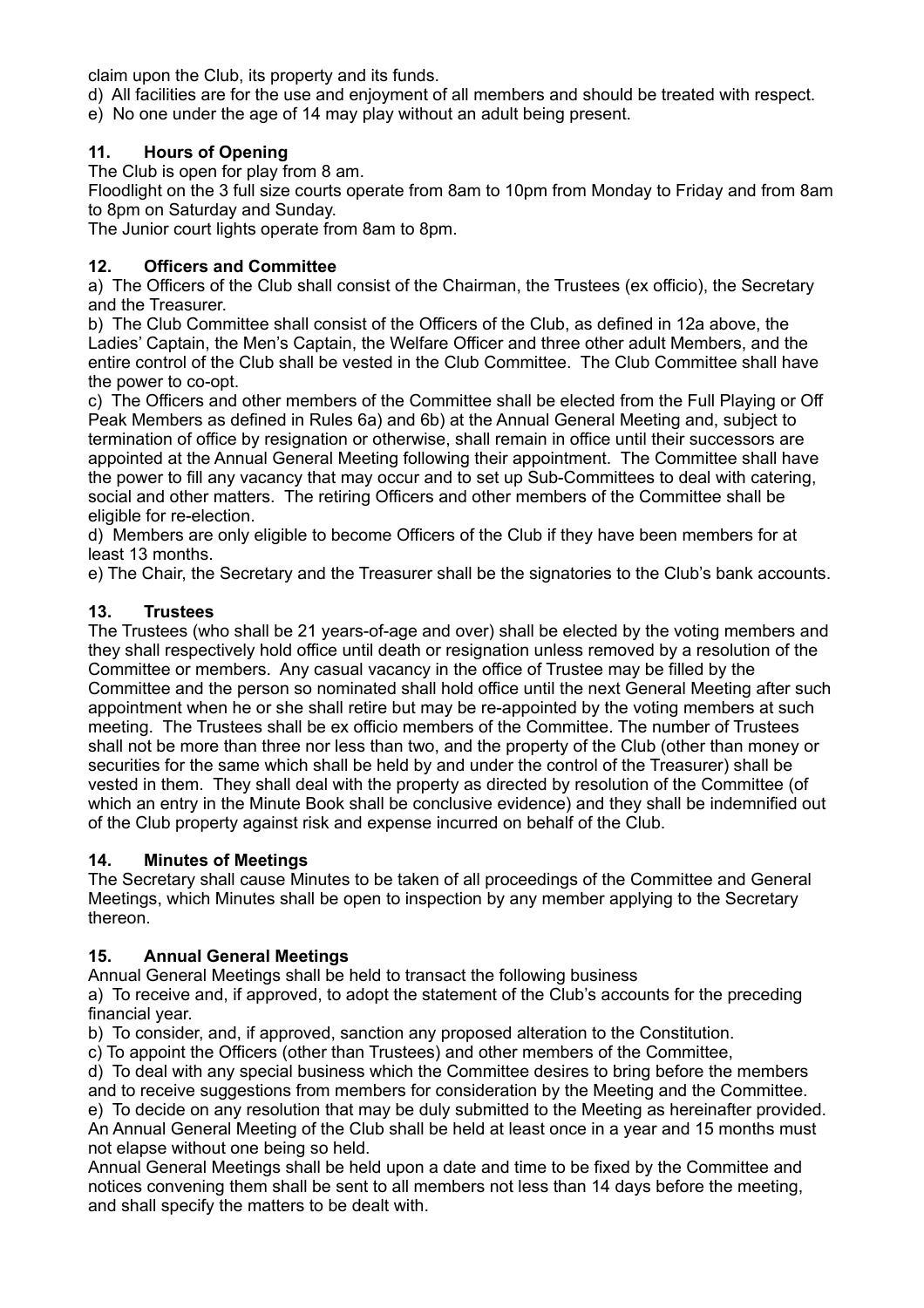claim upon the Club, its property and its funds.

d) All facilities are for the use and enjoyment of all members and should be treated with respect.

e) No one under the age of 14 may play without an adult being present.

### 11. Hours of Opening

The Club is open for play from 8 am.

Floodlight on the 3 full size courts operate from 8am to 10pm from Monday to Friday and from 8am to 8pm on Saturday and Sunday.

The Junior court lights operate from 8am to 8pm.

### 12. Officers and Committee

a) The Officers of the Club shall consist of the Chairman, the Trustees (ex officio), the Secretary and the Treasurer.

b) The Club Committee shall consist of the Officers of the Club, as defined in 12a above, the Ladies' Captain, the Men's Captain, the Welfare Officer and three other adult Members, and the entire control of the Club shall be vested in the Club Committee. The Club Committee shall have the power to co-opt.

c) The Officers and other members of the Committee shall be elected from the Full Playing or Off Peak Members as defined in Rules 6a) and 6b) at the Annual General Meeting and, subject to termination of office by resignation or otherwise, shall remain in office until their successors are appointed at the Annual General Meeting following their appointment. The Committee shall have the power to fill any vacancy that may occur and to set up Sub-Committees to deal with catering, social and other matters. The retiring Officers and other members of the Committee shall be eligible for re-election.

d) Members are only eligible to become Officers of the Club if they have been members for at least 13 months.

e) The Chair, the Secretary and the Treasurer shall be the signatories to the Club's bank accounts.

### 13. Trustees

The Trustees (who shall be 21 years-of-age and over) shall be elected by the voting members and they shall respectively hold office until death or resignation unless removed by a resolution of the Committee or members. Any casual vacancy in the office of Trustee may be filled by the Committee and the person so nominated shall hold office until the next General Meeting after such appointment when he or she shall retire but may be re-appointed by the voting members at such meeting. The Trustees shall be ex officio members of the Committee. The number of Trustees shall not be more than three nor less than two, and the property of the Club (other than money or securities for the same which shall be held by and under the control of the Treasurer) shall be vested in them. They shall deal with the property as directed by resolution of the Committee (of which an entry in the Minute Book shall be conclusive evidence) and they shall be indemnified out of the Club property against risk and expense incurred on behalf of the Club.

### 14. Minutes of Meetings

The Secretary shall cause Minutes to be taken of all proceedings of the Committee and General Meetings, which Minutes shall be open to inspection by any member applying to the Secretary thereon.

### 15. Annual General Meetings

Annual General Meetings shall be held to transact the following business

a) To receive and, if approved, to adopt the statement of the Club's accounts for the preceding financial year.

b) To consider, and, if approved, sanction any proposed alteration to the Constitution.

c) To appoint the Officers (other than Trustees) and other members of the Committee,

d) To deal with any special business which the Committee desires to bring before the members and to receive suggestions from members for consideration by the Meeting and the Committee.

e) To decide on any resolution that may be duly submitted to the Meeting as hereinafter provided.

An Annual General Meeting of the Club shall be held at least once in a year and 15 months must not elapse without one being so held.

Annual General Meetings shall be held upon a date and time to be fixed by the Committee and notices convening them shall be sent to all members not less than 14 days before the meeting, and shall specify the matters to be dealt with.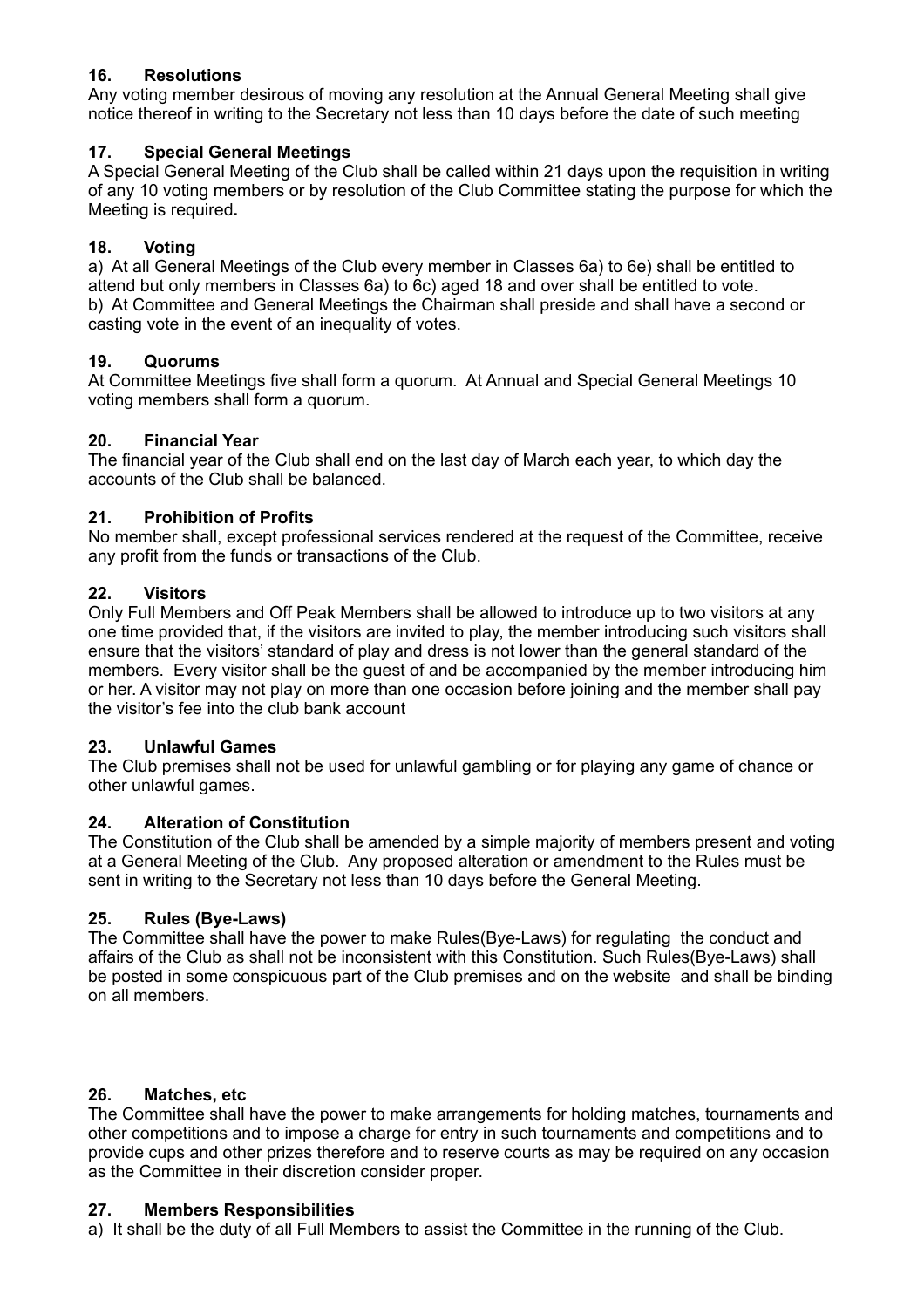### 16. Resolutions

Any voting member desirous of moving any resolution at the Annual General Meeting shall give notice thereof in writing to the Secretary not less than 10 days before the date of such meeting

### 17. Special General Meetings

A Special General Meeting of the Club shall be called within 21 days upon the requisition in writing of any 10 voting members or by resolution of the Club Committee stating the purpose for which the Meeting is required**.**

### 18. Voting

a) At all General Meetings of the Club every member in Classes 6a) to 6e) shall be entitled to attend but only members in Classes 6a) to 6c) aged 18 and over shall be entitled to vote.
b) At Committee and General Meetings the Chairman shall preside and shall have a second or casting vote in the event of an inequality of votes.

### 19. Quorums

At Committee Meetings five shall form a quorum. At Annual and Special General Meetings 10 voting members shall form a quorum.

### 20. Financial Year

The financial year of the Club shall end on the last day of March each year, to which day the accounts of the Club shall be balanced.

### 21. Prohibition of Profits

No member shall, except professional services rendered at the request of the Committee, receive any profit from the funds or transactions of the Club.

### 22. Visitors

Only Full Members and Off Peak Members shall be allowed to introduce up to two visitors at any one time provided that, if the visitors are invited to play, the member introducing such visitors shall ensure that the visitors' standard of play and dress is not lower than the general standard of the members. Every visitor shall be the guest of and be accompanied by the member introducing him or her. A visitor may not play on more than one occasion before joining and the member shall pay the visitor's fee into the club bank account

### 23. Unlawful Games

The Club premises shall not be used for unlawful gambling or for playing any game of chance or other unlawful games.

### 24. Alteration of Constitution

The Constitution of the Club shall be amended by a simple majority of members present and voting at a General Meeting of the Club. Any proposed alteration or amendment to the Rules must be sent in writing to the Secretary not less than 10 days before the General Meeting.

### 25. Rules (Bye-Laws)

The Committee shall have the power to make Rules(Bye-Laws) for regulating the conduct and affairs of the Club as shall not be inconsistent with this Constitution. Such Rules(Bye-Laws) shall be posted in some conspicuous part of the Club premises and on the website and shall be binding on all members.

### 26. Matches, etc

The Committee shall have the power to make arrangements for holding matches, tournaments and other competitions and to impose a charge for entry in such tournaments and competitions and to provide cups and other prizes therefore and to reserve courts as may be required on any occasion as the Committee in their discretion consider proper.

### 27. Members Responsibilities

a) It shall be the duty of all Full Members to assist the Committee in the running of the Club.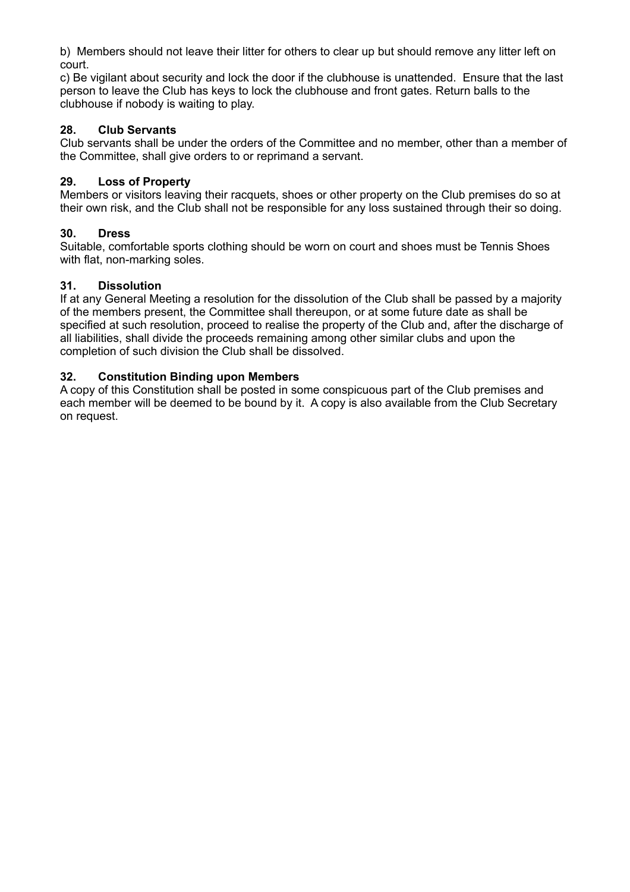b) Members should not leave their litter for others to clear up but should remove any litter left on court.

c) Be vigilant about security and lock the door if the clubhouse is unattended. Ensure that the last person to leave the Club has keys to lock the clubhouse and front gates. Return balls to the clubhouse if nobody is waiting to play.

### 28. Club Servants

Club servants shall be under the orders of the Committee and no member, other than a member of the Committee, shall give orders to or reprimand a servant.

### 29. Loss of Property

Members or visitors leaving their racquets, shoes or other property on the Club premises do so at their own risk, and the Club shall not be responsible for any loss sustained through their so doing.

### 30. Dress

Suitable, comfortable sports clothing should be worn on court and shoes must be Tennis Shoes with flat, non-marking soles.

### 31. Dissolution

If at any General Meeting a resolution for the dissolution of the Club shall be passed by a majority of the members present, the Committee shall thereupon, or at some future date as shall be specified at such resolution, proceed to realise the property of the Club and, after the discharge of all liabilities, shall divide the proceeds remaining among other similar clubs and upon the completion of such division the Club shall be dissolved.

### 32. Constitution Binding upon Members

A copy of this Constitution shall be posted in some conspicuous part of the Club premises and each member will be deemed to be bound by it. A copy is also available from the Club Secretary on request.